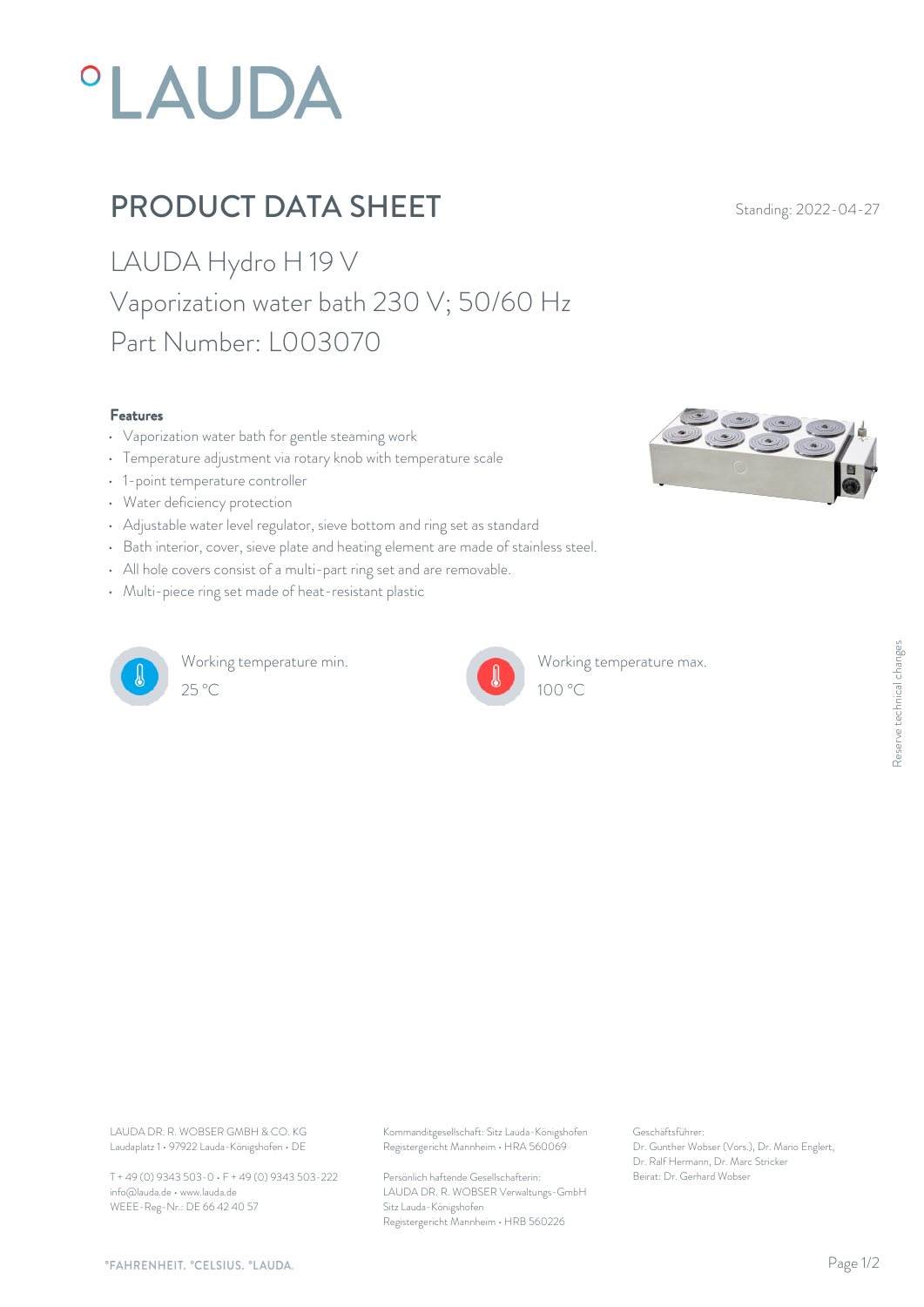# PRODUCT DATA SHEET

Standing: 2022-04-27

## LAUDA Hydro H 19 V

## Vaporization water bath 230 V; 50/60 Hz

## Part Number: L003070

### Features

- Vaporization water bath for gentle steaming work
- Temperature adjustment via rotary knob with temperature scale
- 1-point temperature controller
- Water deficiency protection
- Adjustable water level regulator, sieve bottom and ring set as standard
- Bath interior, cover, sieve plate and heating element are made of stainless steel.
- All hole covers consist of a multi-part ring set and are removable.
- Multi-piece ring set made of heat-resistant plastic

Working temperature min.
25 °C

Working temperature max.
100 °C

Reserve technical changes

LAUDA DR. R. WOBSER GMBH & CO. KG
Laudaplatz 1 • 97922 Lauda-Königshofen • DE

T + 49 (0) 9343 503-0 • F + 49 (0) 9343 503-222
info@lauda.de • www.lauda.de
WEEE-Reg-Nr.: DE 66 42 40 57

Kommanditgesellschaft: Sitz Lauda-Königshofen
Registergericht Mannheim • HRA 560069

Persönlich haftende Gesellschafterin:
LAUDA DR. R. WOBSER Verwaltungs-GmbH
Sitz Lauda-Königshofen
Registergericht Mannheim • HRB 560226

Geschäftsführer:
Dr. Gunther Wobser (Vors.), Dr. Mario Englert,
Dr. Ralf Hermann, Dr. Marc Stricker
Beirat: Dr. Gerhard Wobser

°FAHRENHEIT. °CELSIUS. °LAUDA.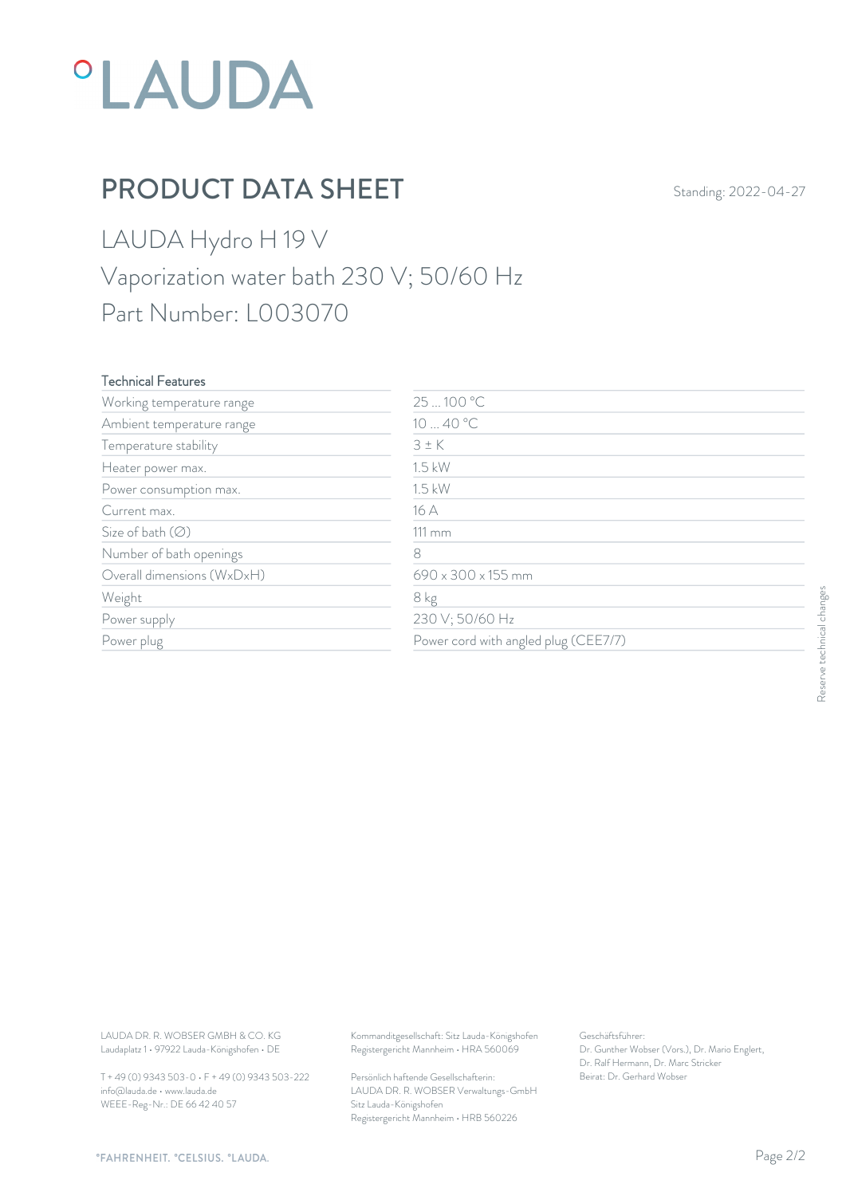°LAUDA

# PRODUCT DATA SHEET

Standing: 2022-04-27

## LAUDA Hydro H 19 V
## Vaporization water bath 230 V; 50/60 Hz
## Part Number: L003070

| Technical Features | |
|---|---|
| Working temperature range | 25 ... 100 °C |
| Ambient temperature range | 10 ... 40 °C |
| Temperature stability | 3 ± K |
| Heater power max. | 1.5 kW |
| Power consumption max. | 1.5 kW |
| Current max. | 16 A |
| Size of bath (∅) | 111 mm |
| Number of bath openings | 8 |
| Overall dimensions (WxDxH) | 690 x 300 x 155 mm |
| Weight | 8 kg |
| Power supply | 230 V; 50/60 Hz |
| Power plug | Power cord with angled plug (CEE7/7) |

Reserve technical changes

LAUDA DR. R. WOBSER GMBH & CO. KG
Laudaplatz 1 • 97922 Lauda-Königshofen • DE

T + 49 (0) 9343 503-0 • F + 49 (0) 9343 503-222
info@lauda.de • www.lauda.de
WEEE-Reg-Nr.: DE 66 42 40 57

Kommanditgesellschaft: Sitz Lauda-Königshofen
Registergericht Mannheim • HRA 560069

Persönlich haftende Gesellschafterin:
LAUDA DR. R. WOBSER Verwaltungs-GmbH
Sitz Lauda-Königshofen
Registergericht Mannheim • HRB 560226

Geschäftsführer:
Dr. Gunther Wobser (Vors.), Dr. Mario Englert,
Dr. Ralf Hermann, Dr. Marc Stricker
Beirat: Dr. Gerhard Wobser

°FAHRENHEIT. °CELSIUS. °LAUDA.